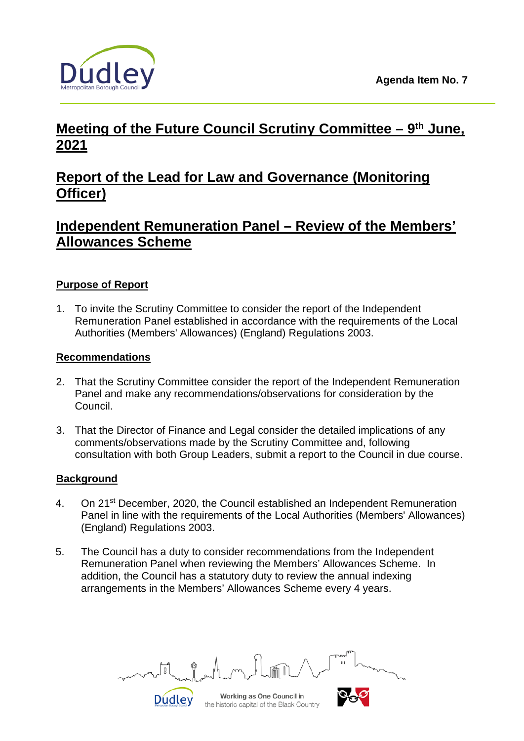Agenda Item No. 7

# Meeting of the Future Council Scrutiny Committee – 9th June, 2021

# Report of the Lead for Law and Governance (Monitoring Officer)

# Independent Remuneration Panel – Review of the Members' Allowances Scheme

## Purpose of Report

1. To invite the Scrutiny Committee to consider the report of the Independent Remuneration Panel established in accordance with the requirements of the Local Authorities (Members' Allowances) (England) Regulations 2003.

## Recommendations

2. That the Scrutiny Committee consider the report of the Independent Remuneration Panel and make any recommendations/observations for consideration by the Council.

3. That the Director of Finance and Legal consider the detailed implications of any comments/observations made by the Scrutiny Committee and, following consultation with both Group Leaders, submit a report to the Council in due course.

## Background

4. On 21st December, 2020, the Council established an Independent Remuneration Panel in line with the requirements of the Local Authorities (Members' Allowances) (England) Regulations 2003.

5. The Council has a duty to consider recommendations from the Independent Remuneration Panel when reviewing the Members' Allowances Scheme. In addition, the Council has a statutory duty to review the annual indexing arrangements in the Members' Allowances Scheme every 4 years.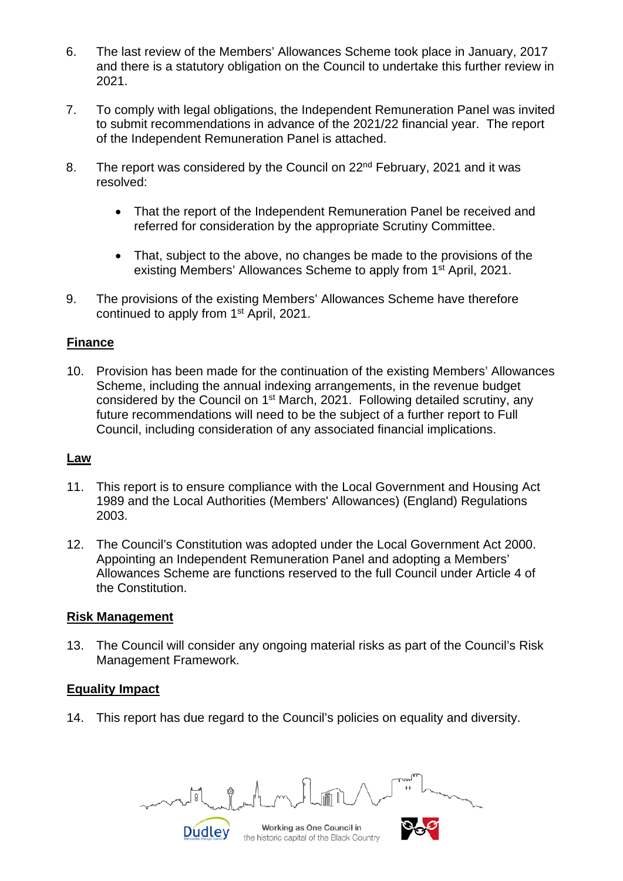6. The last review of the Members' Allowances Scheme took place in January, 2017 and there is a statutory obligation on the Council to undertake this further review in 2021.

7. To comply with legal obligations, the Independent Remuneration Panel was invited to submit recommendations in advance of the 2021/22 financial year. The report of the Independent Remuneration Panel is attached.

8. The report was considered by the Council on 22nd February, 2021 and it was resolved:

   - That the report of the Independent Remuneration Panel be received and referred for consideration by the appropriate Scrutiny Committee.

   - That, subject to the above, no changes be made to the provisions of the existing Members' Allowances Scheme to apply from 1st April, 2021.

9. The provisions of the existing Members' Allowances Scheme have therefore continued to apply from 1st April, 2021.

## Finance

10. Provision has been made for the continuation of the existing Members' Allowances Scheme, including the annual indexing arrangements, in the revenue budget considered by the Council on 1st March, 2021. Following detailed scrutiny, any future recommendations will need to be the subject of a further report to Full Council, including consideration of any associated financial implications.

## Law

11. This report is to ensure compliance with the Local Government and Housing Act 1989 and the Local Authorities (Members' Allowances) (England) Regulations 2003.

12. The Council's Constitution was adopted under the Local Government Act 2000. Appointing an Independent Remuneration Panel and adopting a Members' Allowances Scheme are functions reserved to the full Council under Article 4 of the Constitution.

## Risk Management

13. The Council will consider any ongoing material risks as part of the Council's Risk Management Framework.

## Equality Impact

14. This report has due regard to the Council's policies on equality and diversity.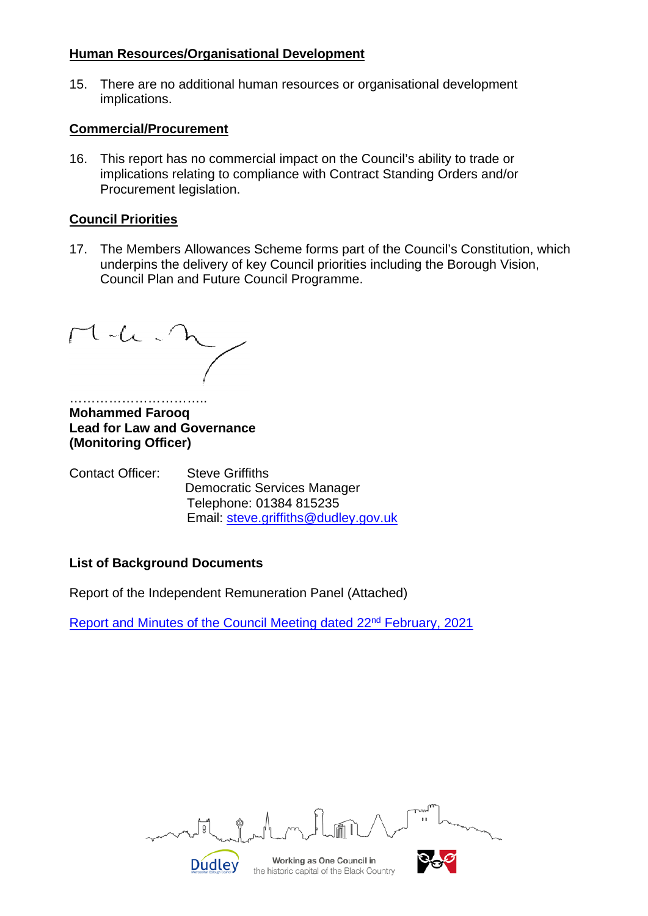**Human Resources/Organisational Development**

15. There are no additional human resources or organisational development implications.

**Commercial/Procurement**

16. This report has no commercial impact on the Council's ability to trade or implications relating to compliance with Contract Standing Orders and/or Procurement legislation.

**Council Priorities**

17. The Members Allowances Scheme forms part of the Council's Constitution, which underpins the delivery of key Council priorities including the Borough Vision, Council Plan and Future Council Programme.

…………………………..
**Mohammed Farooq**
**Lead for Law and Governance**
**(Monitoring Officer)**

Contact Officer: Steve Griffiths
Democratic Services Manager
Telephone: 01384 815235
Email: steve.griffiths@dudley.gov.uk

**List of Background Documents**

Report of the Independent Remuneration Panel (Attached)

Report and Minutes of the Council Meeting dated 22nd February, 2021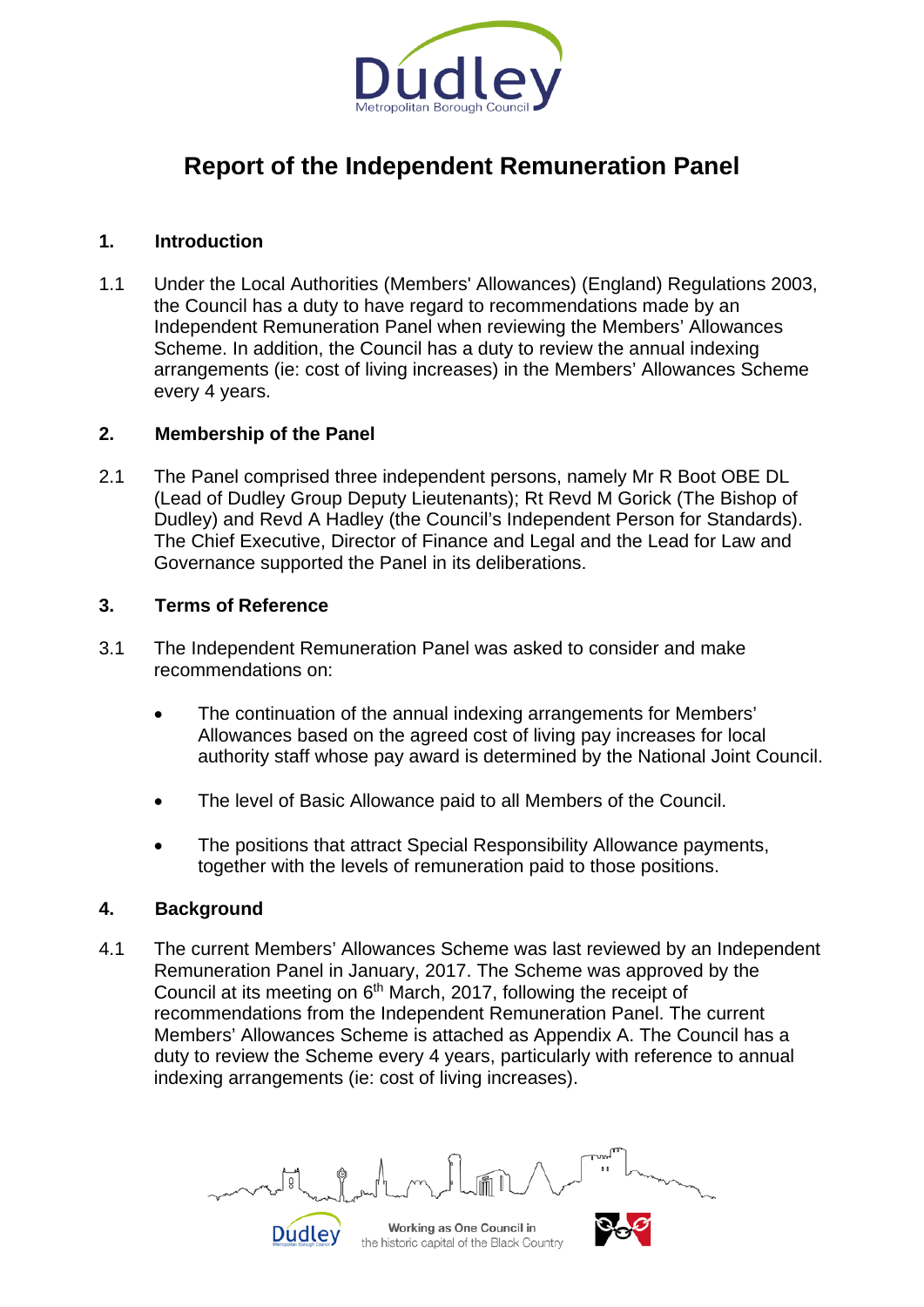# Report of the Independent Remuneration Panel

## 1. Introduction

1.1 Under the Local Authorities (Members' Allowances) (England) Regulations 2003, the Council has a duty to have regard to recommendations made by an Independent Remuneration Panel when reviewing the Members' Allowances Scheme. In addition, the Council has a duty to review the annual indexing arrangements (ie: cost of living increases) in the Members' Allowances Scheme every 4 years.

## 2. Membership of the Panel

2.1 The Panel comprised three independent persons, namely Mr R Boot OBE DL (Lead of Dudley Group Deputy Lieutenants); Rt Revd M Gorick (The Bishop of Dudley) and Revd A Hadley (the Council's Independent Person for Standards). The Chief Executive, Director of Finance and Legal and the Lead for Law and Governance supported the Panel in its deliberations.

## 3. Terms of Reference

3.1 The Independent Remuneration Panel was asked to consider and make recommendations on:

- The continuation of the annual indexing arrangements for Members' Allowances based on the agreed cost of living pay increases for local authority staff whose pay award is determined by the National Joint Council.
- The level of Basic Allowance paid to all Members of the Council.
- The positions that attract Special Responsibility Allowance payments, together with the levels of remuneration paid to those positions.

## 4. Background

4.1 The current Members' Allowances Scheme was last reviewed by an Independent Remuneration Panel in January, 2017. The Scheme was approved by the Council at its meeting on 6th March, 2017, following the receipt of recommendations from the Independent Remuneration Panel. The current Members' Allowances Scheme is attached as Appendix A. The Council has a duty to review the Scheme every 4 years, particularly with reference to annual indexing arrangements (ie: cost of living increases).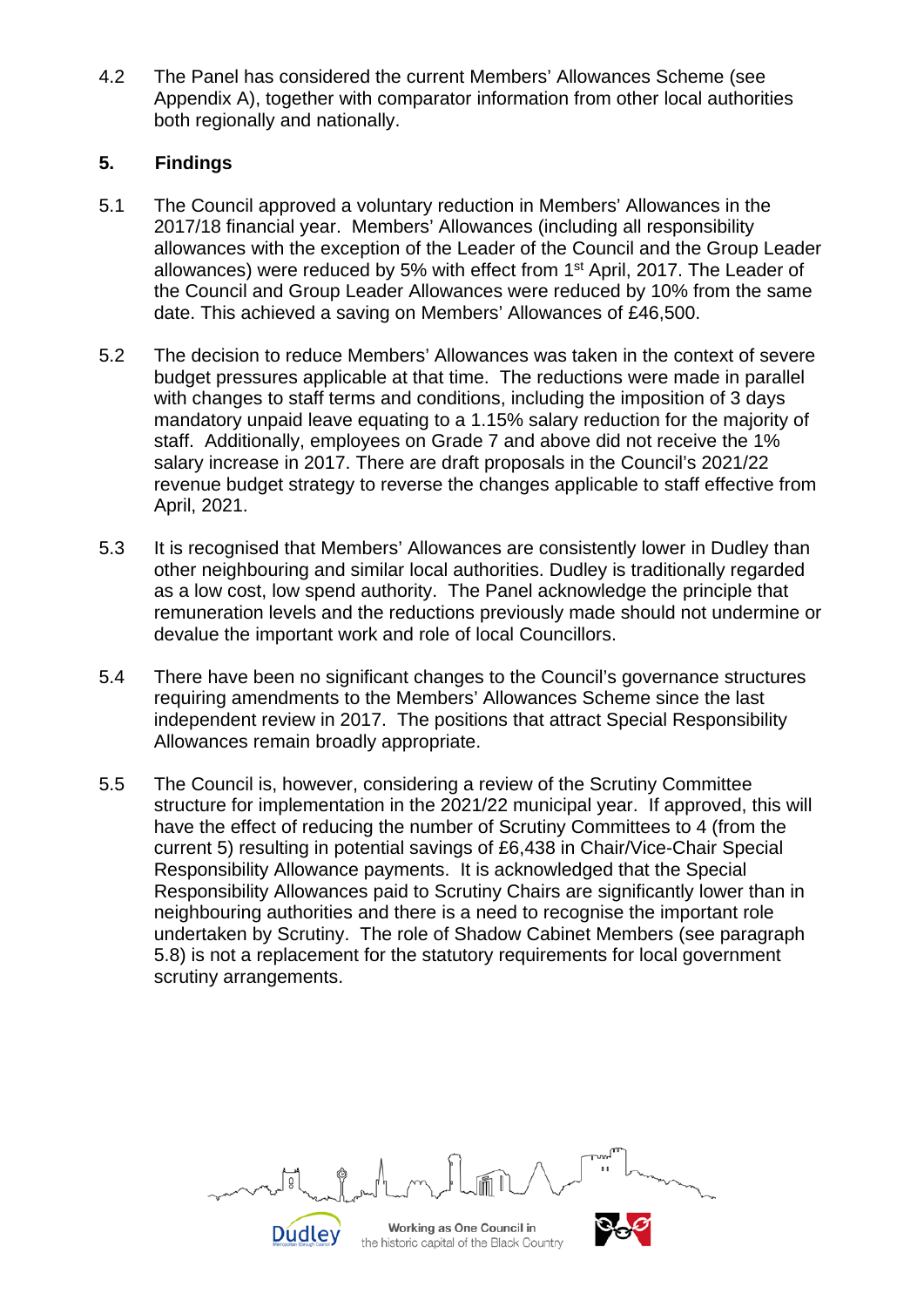4.2 The Panel has considered the current Members' Allowances Scheme (see Appendix A), together with comparator information from other local authorities both regionally and nationally.

## 5. Findings

5.1 The Council approved a voluntary reduction in Members' Allowances in the 2017/18 financial year. Members' Allowances (including all responsibility allowances with the exception of the Leader of the Council and the Group Leader allowances) were reduced by 5% with effect from 1st April, 2017. The Leader of the Council and Group Leader Allowances were reduced by 10% from the same date. This achieved a saving on Members' Allowances of £46,500.

5.2 The decision to reduce Members' Allowances was taken in the context of severe budget pressures applicable at that time. The reductions were made in parallel with changes to staff terms and conditions, including the imposition of 3 days mandatory unpaid leave equating to a 1.15% salary reduction for the majority of staff. Additionally, employees on Grade 7 and above did not receive the 1% salary increase in 2017. There are draft proposals in the Council's 2021/22 revenue budget strategy to reverse the changes applicable to staff effective from April, 2021.

5.3 It is recognised that Members' Allowances are consistently lower in Dudley than other neighbouring and similar local authorities. Dudley is traditionally regarded as a low cost, low spend authority. The Panel acknowledge the principle that remuneration levels and the reductions previously made should not undermine or devalue the important work and role of local Councillors.

5.4 There have been no significant changes to the Council's governance structures requiring amendments to the Members' Allowances Scheme since the last independent review in 2017. The positions that attract Special Responsibility Allowances remain broadly appropriate.

5.5 The Council is, however, considering a review of the Scrutiny Committee structure for implementation in the 2021/22 municipal year. If approved, this will have the effect of reducing the number of Scrutiny Committees to 4 (from the current 5) resulting in potential savings of £6,438 in Chair/Vice-Chair Special Responsibility Allowance payments. It is acknowledged that the Special Responsibility Allowances paid to Scrutiny Chairs are significantly lower than in neighbouring authorities and there is a need to recognise the important role undertaken by Scrutiny. The role of Shadow Cabinet Members (see paragraph 5.8) is not a replacement for the statutory requirements for local government scrutiny arrangements.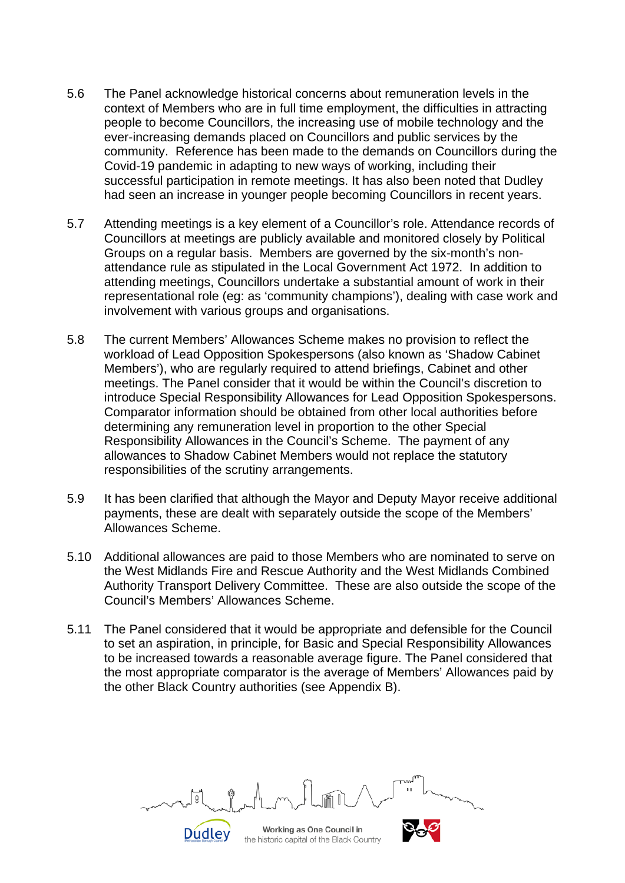5.6 The Panel acknowledge historical concerns about remuneration levels in the context of Members who are in full time employment, the difficulties in attracting people to become Councillors, the increasing use of mobile technology and the ever-increasing demands placed on Councillors and public services by the community. Reference has been made to the demands on Councillors during the Covid-19 pandemic in adapting to new ways of working, including their successful participation in remote meetings. It has also been noted that Dudley had seen an increase in younger people becoming Councillors in recent years.

5.7 Attending meetings is a key element of a Councillor's role. Attendance records of Councillors at meetings are publicly available and monitored closely by Political Groups on a regular basis. Members are governed by the six-month's non-attendance rule as stipulated in the Local Government Act 1972. In addition to attending meetings, Councillors undertake a substantial amount of work in their representational role (eg: as 'community champions'), dealing with case work and involvement with various groups and organisations.

5.8 The current Members' Allowances Scheme makes no provision to reflect the workload of Lead Opposition Spokespersons (also known as 'Shadow Cabinet Members'), who are regularly required to attend briefings, Cabinet and other meetings. The Panel consider that it would be within the Council's discretion to introduce Special Responsibility Allowances for Lead Opposition Spokespersons. Comparator information should be obtained from other local authorities before determining any remuneration level in proportion to the other Special Responsibility Allowances in the Council's Scheme. The payment of any allowances to Shadow Cabinet Members would not replace the statutory responsibilities of the scrutiny arrangements.

5.9 It has been clarified that although the Mayor and Deputy Mayor receive additional payments, these are dealt with separately outside the scope of the Members' Allowances Scheme.

5.10 Additional allowances are paid to those Members who are nominated to serve on the West Midlands Fire and Rescue Authority and the West Midlands Combined Authority Transport Delivery Committee. These are also outside the scope of the Council's Members' Allowances Scheme.

5.11 The Panel considered that it would be appropriate and defensible for the Council to set an aspiration, in principle, for Basic and Special Responsibility Allowances to be increased towards a reasonable average figure. The Panel considered that the most appropriate comparator is the average of Members' Allowances paid by the other Black Country authorities (see Appendix B).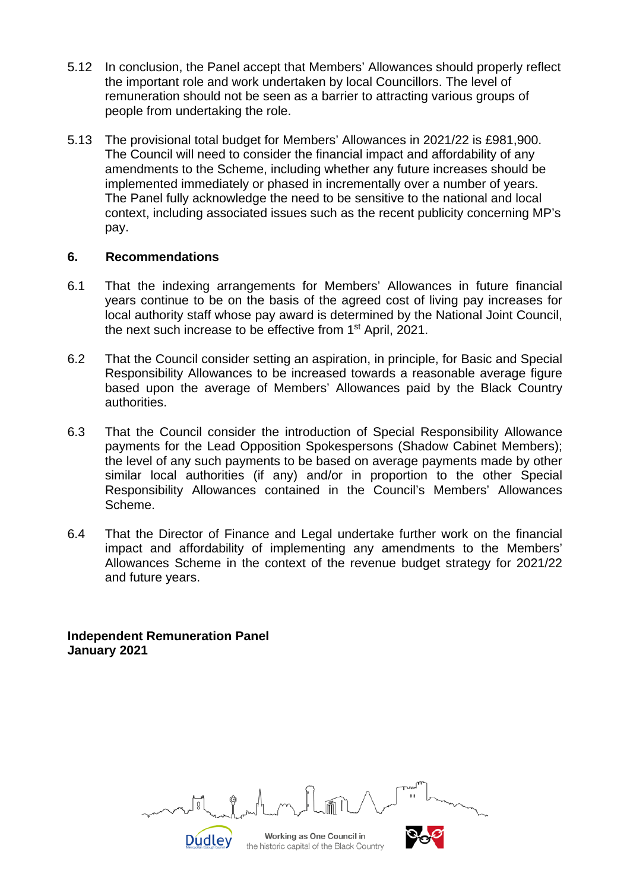5.12 In conclusion, the Panel accept that Members' Allowances should properly reflect the important role and work undertaken by local Councillors. The level of remuneration should not be seen as a barrier to attracting various groups of people from undertaking the role.

5.13 The provisional total budget for Members' Allowances in 2021/22 is £981,900. The Council will need to consider the financial impact and affordability of any amendments to the Scheme, including whether any future increases should be implemented immediately or phased in incrementally over a number of years. The Panel fully acknowledge the need to be sensitive to the national and local context, including associated issues such as the recent publicity concerning MP's pay.

## 6. Recommendations

6.1 That the indexing arrangements for Members' Allowances in future financial years continue to be on the basis of the agreed cost of living pay increases for local authority staff whose pay award is determined by the National Joint Council, the next such increase to be effective from 1st April, 2021.

6.2 That the Council consider setting an aspiration, in principle, for Basic and Special Responsibility Allowances to be increased towards a reasonable average figure based upon the average of Members' Allowances paid by the Black Country authorities.

6.3 That the Council consider the introduction of Special Responsibility Allowance payments for the Lead Opposition Spokespersons (Shadow Cabinet Members); the level of any such payments to be based on average payments made by other similar local authorities (if any) and/or in proportion to the other Special Responsibility Allowances contained in the Council's Members' Allowances Scheme.

6.4 That the Director of Finance and Legal undertake further work on the financial impact and affordability of implementing any amendments to the Members' Allowances Scheme in the context of the revenue budget strategy for 2021/22 and future years.

**Independent Remuneration Panel**
**January 2021**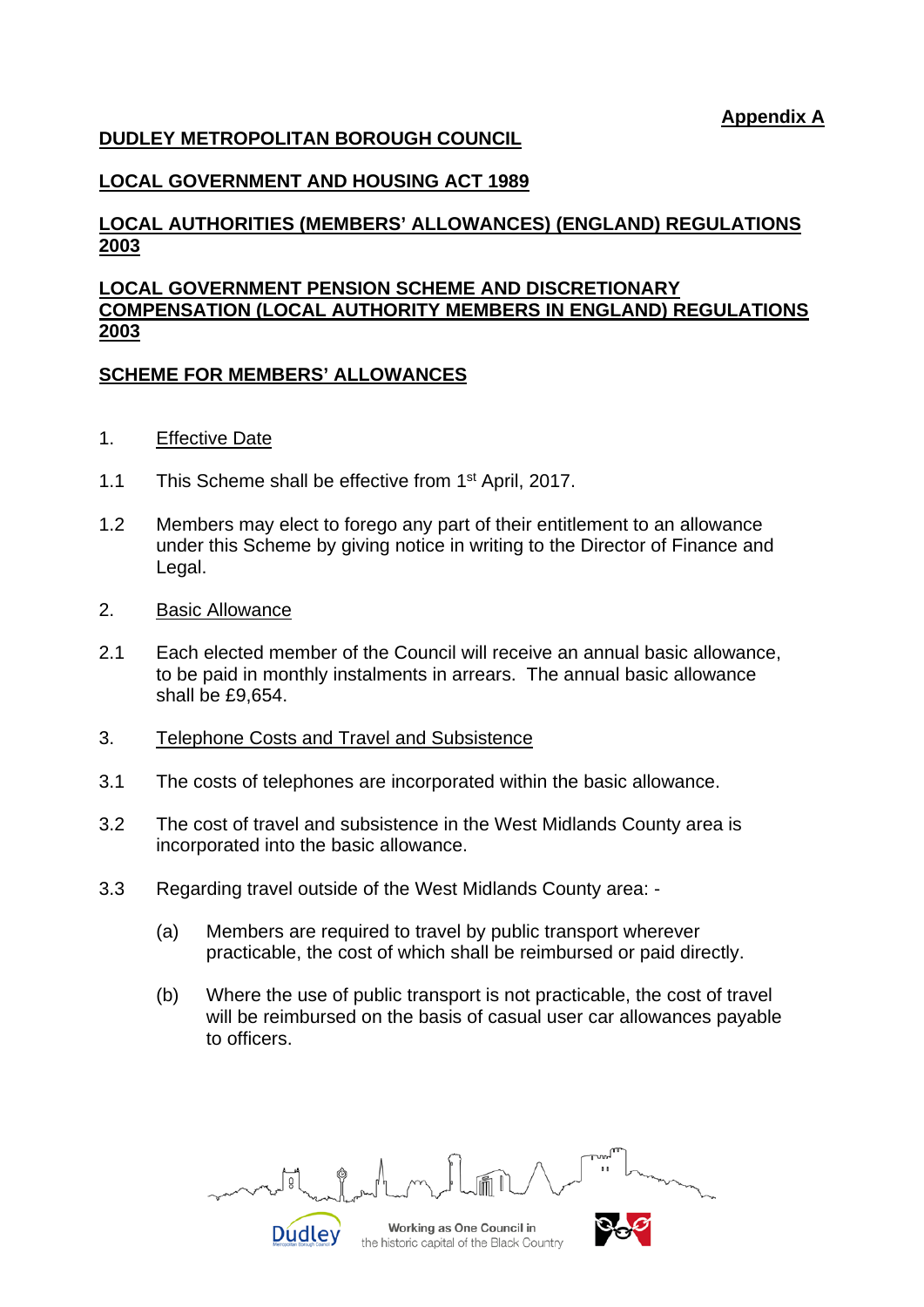**Appendix A**

**DUDLEY METROPOLITAN BOROUGH COUNCIL**

**LOCAL GOVERNMENT AND HOUSING ACT 1989**

**LOCAL AUTHORITIES (MEMBERS' ALLOWANCES) (ENGLAND) REGULATIONS 2003**

**LOCAL GOVERNMENT PENSION SCHEME AND DISCRETIONARY COMPENSATION (LOCAL AUTHORITY MEMBERS IN ENGLAND) REGULATIONS 2003**

**SCHEME FOR MEMBERS' ALLOWANCES**

1. Effective Date

1.1 This Scheme shall be effective from 1st April, 2017.

1.2 Members may elect to forego any part of their entitlement to an allowance under this Scheme by giving notice in writing to the Director of Finance and Legal.

2. Basic Allowance

2.1 Each elected member of the Council will receive an annual basic allowance, to be paid in monthly instalments in arrears. The annual basic allowance shall be £9,654.

3. Telephone Costs and Travel and Subsistence

3.1 The costs of telephones are incorporated within the basic allowance.

3.2 The cost of travel and subsistence in the West Midlands County area is incorporated into the basic allowance.

3.3 Regarding travel outside of the West Midlands County area: -

(a) Members are required to travel by public transport wherever practicable, the cost of which shall be reimbursed or paid directly.

(b) Where the use of public transport is not practicable, the cost of travel will be reimbursed on the basis of casual user car allowances payable to officers.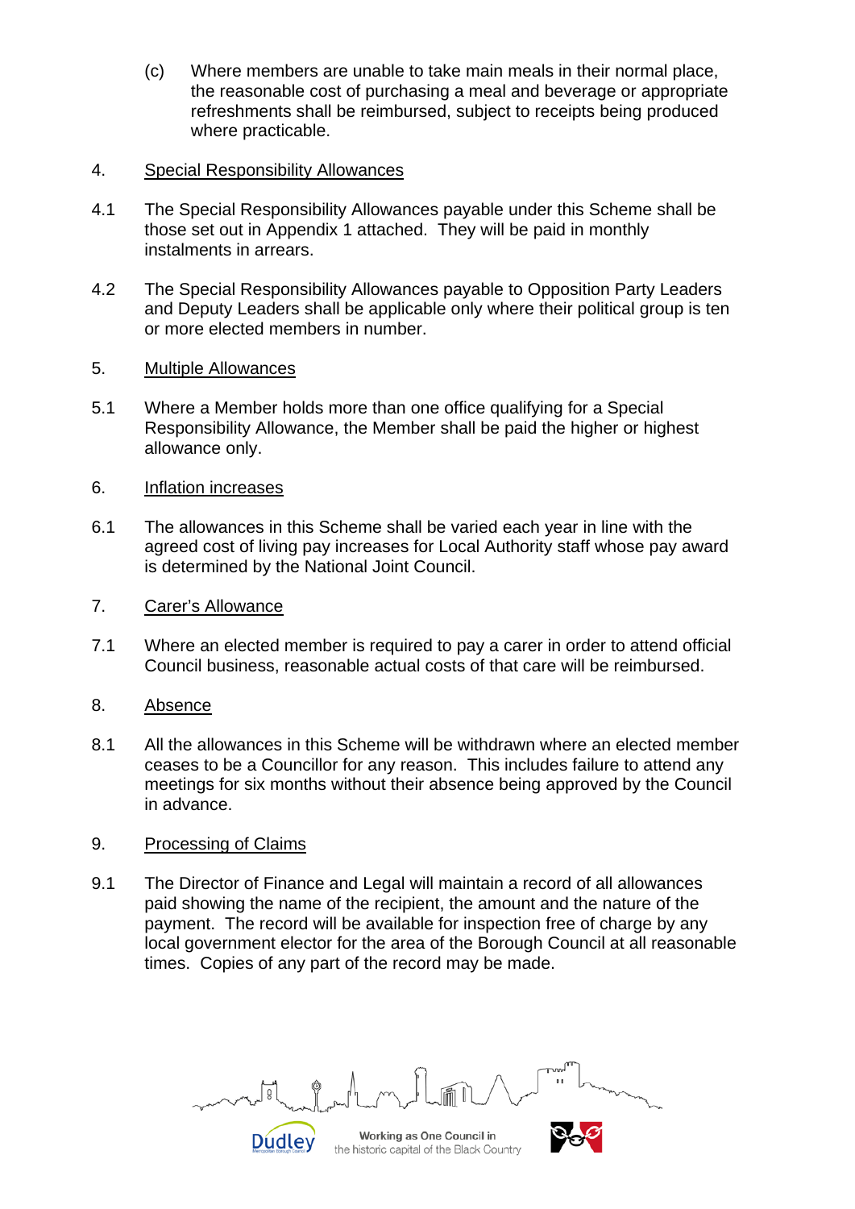(c) Where members are unable to take main meals in their normal place, the reasonable cost of purchasing a meal and beverage or appropriate refreshments shall be reimbursed, subject to receipts being produced where practicable.

4. <u>Special Responsibility Allowances</u>

4.1 The Special Responsibility Allowances payable under this Scheme shall be those set out in Appendix 1 attached. They will be paid in monthly instalments in arrears.

4.2 The Special Responsibility Allowances payable to Opposition Party Leaders and Deputy Leaders shall be applicable only where their political group is ten or more elected members in number.

5. <u>Multiple Allowances</u>

5.1 Where a Member holds more than one office qualifying for a Special Responsibility Allowance, the Member shall be paid the higher or highest allowance only.

6. <u>Inflation increases</u>

6.1 The allowances in this Scheme shall be varied each year in line with the agreed cost of living pay increases for Local Authority staff whose pay award is determined by the National Joint Council.

7. <u>Carer's Allowance</u>

7.1 Where an elected member is required to pay a carer in order to attend official Council business, reasonable actual costs of that care will be reimbursed.

8. <u>Absence</u>

8.1 All the allowances in this Scheme will be withdrawn where an elected member ceases to be a Councillor for any reason. This includes failure to attend any meetings for six months without their absence being approved by the Council in advance.

9. <u>Processing of Claims</u>

9.1 The Director of Finance and Legal will maintain a record of all allowances paid showing the name of the recipient, the amount and the nature of the payment. The record will be available for inspection free of charge by any local government elector for the area of the Borough Council at all reasonable times. Copies of any part of the record may be made.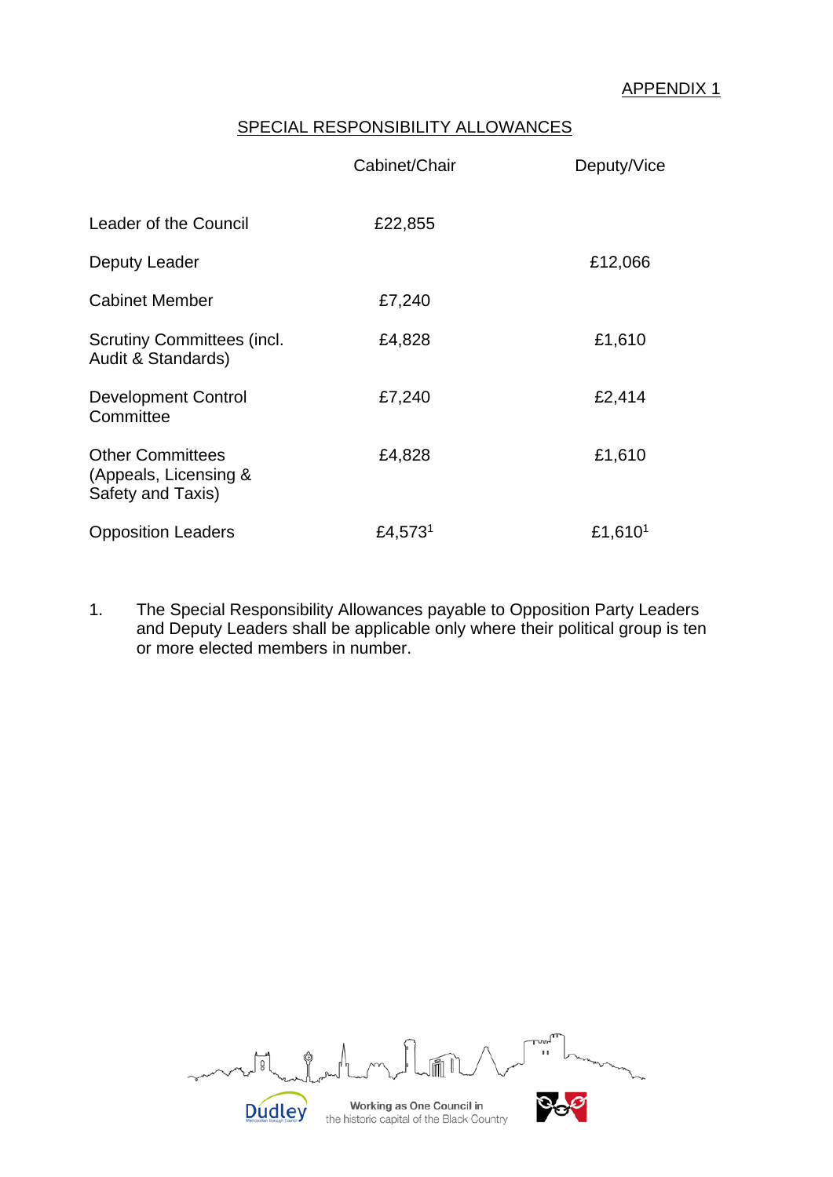APPENDIX 1

## SPECIAL RESPONSIBILITY ALLOWANCES

| | Cabinet/Chair | Deputy/Vice |
|---|---|---|
| Leader of the Council | £22,855 | |
| Deputy Leader | | £12,066 |
| Cabinet Member | £7,240 | |
| Scrutiny Committees (incl. Audit & Standards) | £4,828 | £1,610 |
| Development Control Committee | £7,240 | £2,414 |
| Other Committees (Appeals, Licensing & Safety and Taxis) | £4,828 | £1,610 |
| Opposition Leaders | £4,573[1] | £1,610[1] |

1. The Special Responsibility Allowances payable to Opposition Party Leaders and Deputy Leaders shall be applicable only where their political group is ten or more elected members in number.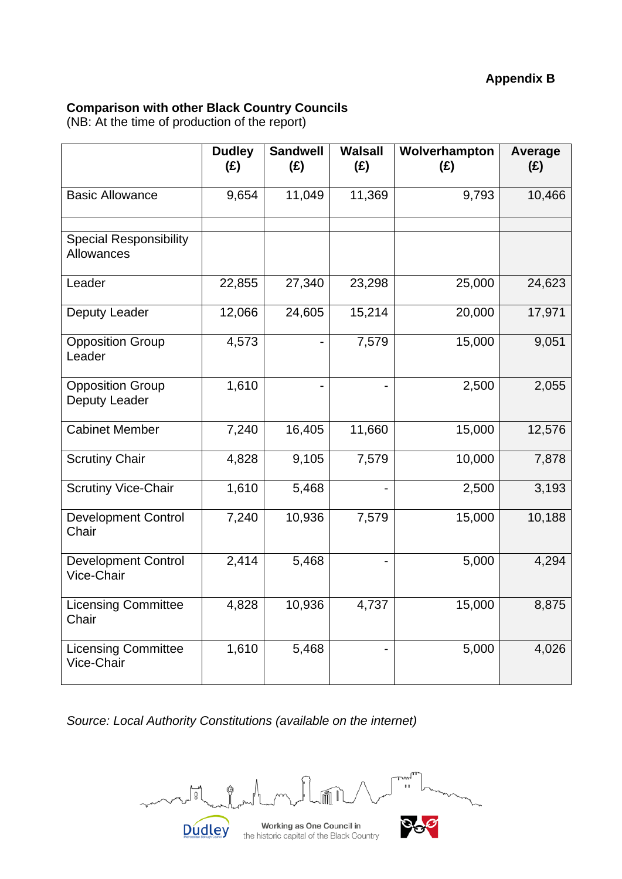**Appendix B**

**Comparison with other Black Country Councils**
(NB: At the time of production of the report)

| | Dudley (£) | Sandwell (£) | Walsall (£) | Wolverhampton (£) | Average (£) |
|---|---|---|---|---|---|
| Basic Allowance | 9,654 | 11,049 | 11,369 | 9,793 | 10,466 |
| | | | | | |
| Special Responsibility Allowances | | | | | |
| Leader | 22,855 | 27,340 | 23,298 | 25,000 | 24,623 |
| Deputy Leader | 12,066 | 24,605 | 15,214 | 20,000 | 17,971 |
| Opposition Group Leader | 4,573 | - | 7,579 | 15,000 | 9,051 |
| Opposition Group Deputy Leader | 1,610 | - | - | 2,500 | 2,055 |
| Cabinet Member | 7,240 | 16,405 | 11,660 | 15,000 | 12,576 |
| Scrutiny Chair | 4,828 | 9,105 | 7,579 | 10,000 | 7,878 |
| Scrutiny Vice-Chair | 1,610 | 5,468 | - | 2,500 | 3,193 |
| Development Control Chair | 7,240 | 10,936 | 7,579 | 15,000 | 10,188 |
| Development Control Vice-Chair | 2,414 | 5,468 | - | 5,000 | 4,294 |
| Licensing Committee Chair | 4,828 | 10,936 | 4,737 | 15,000 | 8,875 |
| Licensing Committee Vice-Chair | 1,610 | 5,468 | - | 5,000 | 4,026 |

*Source: Local Authority Constitutions (available on the internet)*